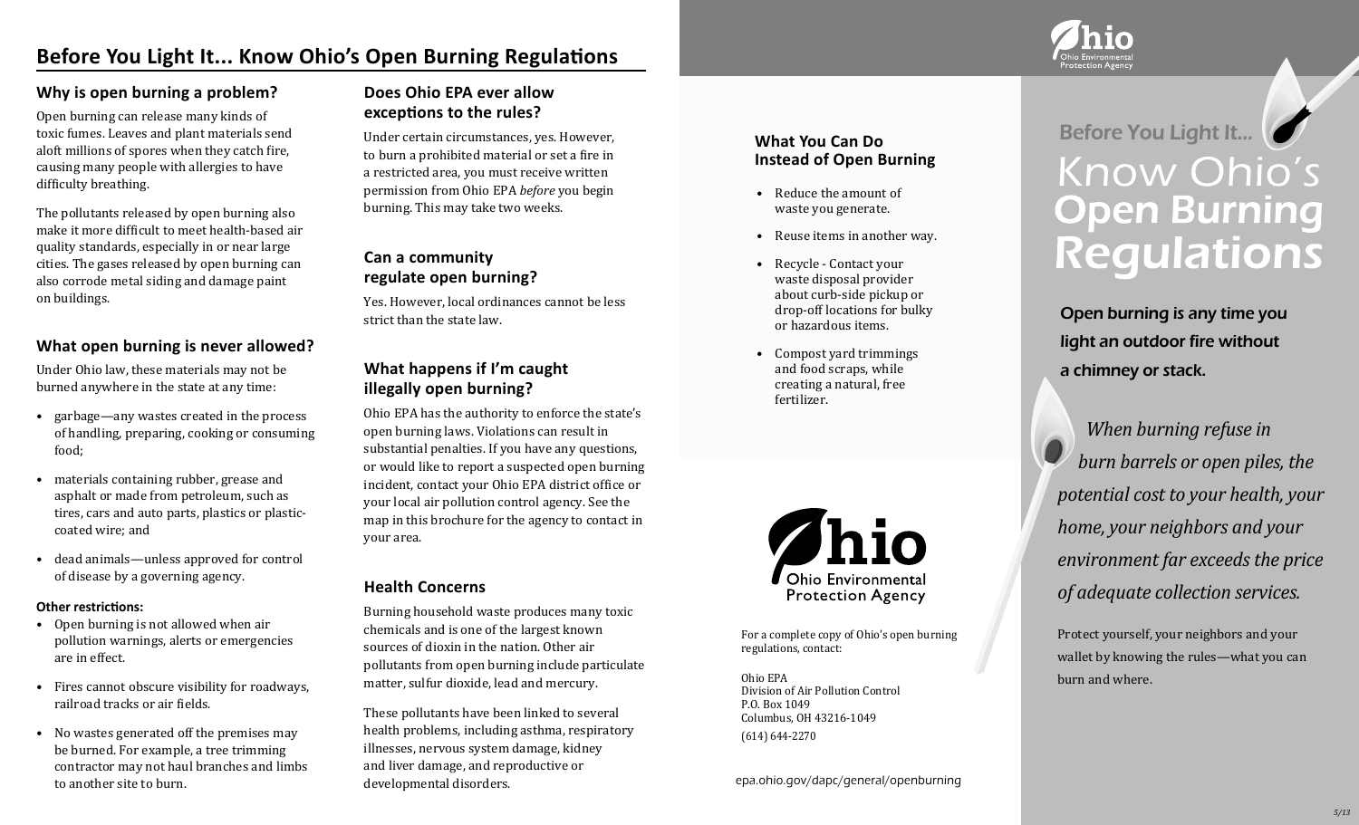# Before You Light It... Know Ohio's Open Burning Regulations

## Why is open burning a problem?

Open burning can release many kinds of toxic fumes. Leaves and plant materials send aloft millions of spores when they catch fire, causing many people with allergies to have difficulty breathing.

The pollutants released by open burning also make it more difficult to meet health-based air quality standards, especially in or near large cities. The gases released by open burning can also corrode metal siding and damage paint on buildings.

## What open burning is never allowed?

Under Ohio law, these materials may not be burned anywhere in the state at any time:

- garbage—any wastes created in the process of handling, preparing, cooking or consuming food;
- materials containing rubber, grease and asphalt or made from petroleum, such as tires, cars and auto parts, plastics or plastic-coated wire; and
- dead animals—unless approved for control of disease by a governing agency.

**Other restrictions:**

- Open burning is not allowed when air pollution warnings, alerts or emergencies are in effect.
- Fires cannot obscure visibility for roadways, railroad tracks or air fields.
- No wastes generated off the premises may be burned. For example, a tree trimming contractor may not haul branches and limbs to another site to burn.

## Does Ohio EPA ever allow exceptions to the rules?

Under certain circumstances, yes. However, to burn a prohibited material or set a fire in a restricted area, you must receive written permission from Ohio EPA *before* you begin burning. This may take two weeks.

## Can a community regulate open burning?

Yes. However, local ordinances cannot be less strict than the state law.

## What happens if I'm caught illegally open burning?

Ohio EPA has the authority to enforce the state's open burning laws. Violations can result in substantial penalties. If you have any questions, or would like to report a suspected open burning incident, contact your Ohio EPA district office or your local air pollution control agency. See the map in this brochure for the agency to contact in your area.

## Health Concerns

Burning household waste produces many toxic chemicals and is one of the largest known sources of dioxin in the nation. Other air pollutants from open burning include particulate matter, sulfur dioxide, lead and mercury.

These pollutants have been linked to several health problems, including asthma, respiratory illnesses, nervous system damage, kidney and liver damage, and reproductive or developmental disorders.

## What You Can Do Instead of Open Burning

- Reduce the amount of waste you generate.
- Reuse items in another way.
- Recycle - Contact your waste disposal provider about curb-side pickup or drop-off locations for bulky or hazardous items.
- Compost yard trimmings and food scraps, while creating a natural, free fertilizer.

Ohio Environmental Protection Agency

For a complete copy of Ohio's open burning regulations, contact:

Ohio EPA
Division of Air Pollution Control
P.O. Box 1049
Columbus, OH 43216-1049
(614) 644-2270

epa.ohio.gov/dapc/general/openburning

Ohio Environmental Protection Agency

# Before You Light It... Know Ohio's Open Burning Regulations

**Open burning is any time you light an outdoor fire without a chimney or stack.**

*When burning refuse in burn barrels or open piles, the potential cost to your health, your home, your neighbors and your environment far exceeds the price of adequate collection services.*

Protect yourself, your neighbors and your wallet by knowing the rules—what you can burn and where.

*5/13*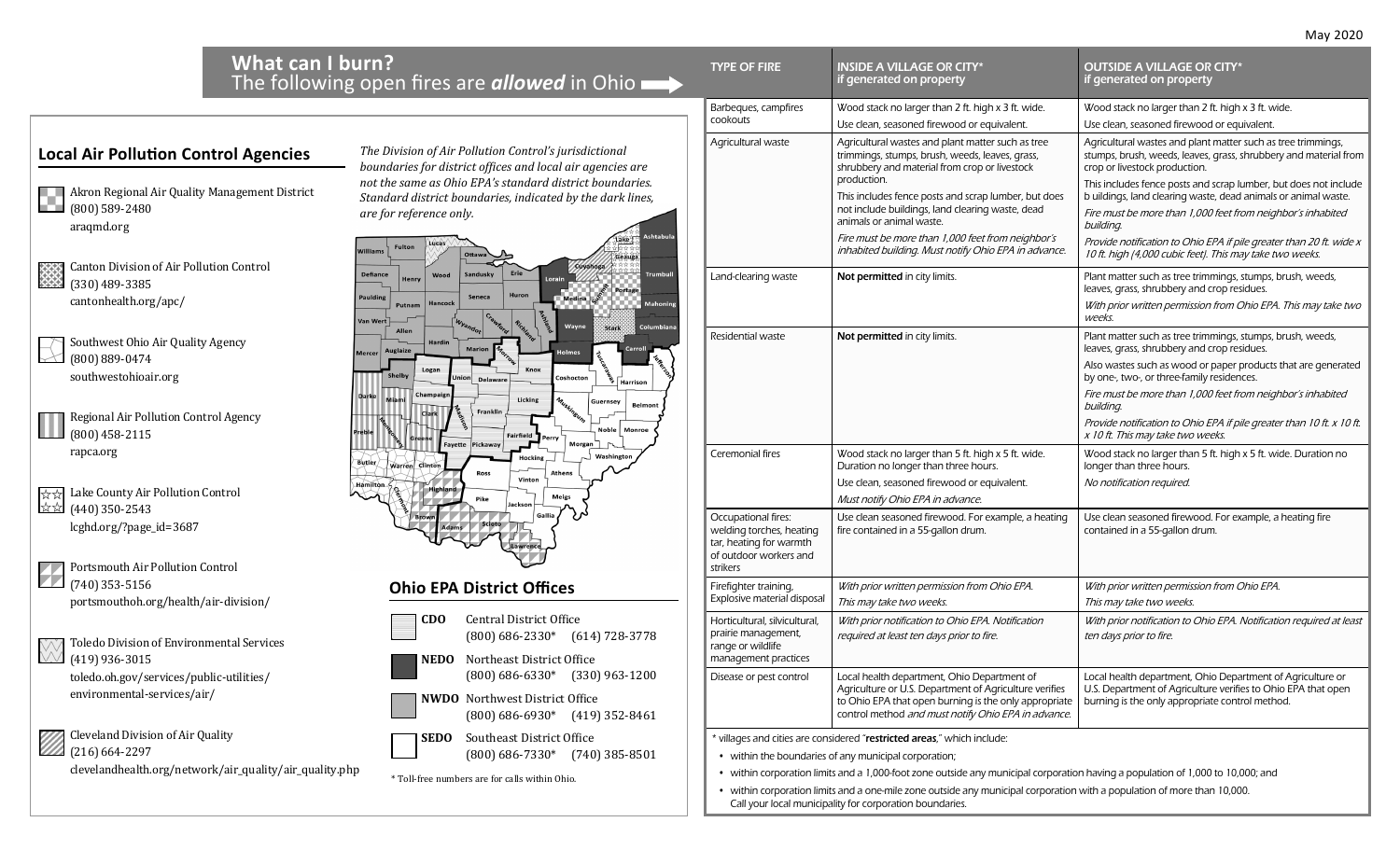# What can I burn?

The following open fires are ***allowed*** in Ohio

## Local Air Pollution Control Agencies

Akron Regional Air Quality Management District
(800) 589-2480
araqmd.org

Canton Division of Air Pollution Control
(330) 489-3385
cantonhealth.org/apc/

Southwest Ohio Air Quality Agency
(800) 889-0474
southwestohioair.org

Regional Air Pollution Control Agency
(800) 458-2115
rapca.org

Lake County Air Pollution Control
(440) 350-2543
lcghd.org/?page_id=3687

Portsmouth Air Pollution Control
(740) 353-5156
portsmouthoh.org/health/air-division/

Toledo Division of Environmental Services
(419) 936-3015
toledo.oh.gov/services/public-utilities/environmental-services/air/

Cleveland Division of Air Quality
(216) 664-2297
clevelandhealth.org/network/air_quality/air_quality.php

*The Division of Air Pollution Control's jurisdictional boundaries for district offices and local air agencies are not the same as Ohio EPA's standard district boundaries. Standard district boundaries, indicated by the dark lines, are for reference only.*

Williams, Fulton, Lucas, Ottawa, Lake, Ashtabula, Geauga, Defiance, Henry, Wood, Sandusky, Erie, Cuyahoga, Trumbull, Lorain, Paulding, Putnam, Hancock, Seneca, Huron, Medina, Summit, Portage, Mahoning, Van Wert, Wyandot, Crawford, Richland, Ashland, Wayne, Stark, Columbiana, Allen, Hardin, Mercer, Auglaize, Marion, Morrow, Holmes, Carroll, Tuscarawas, Jefferson, Logan, Knox, Shelby, Union, Delaware, Coshocton, Harrison, Champaign, Licking, Guernsey, Belmont, Darke, Miami, Clark, Madison, Franklin, Muskingum, Noble, Monroe, Preble, Montgomery, Greene, Fairfield, Perry, Morgan, Fayette, Pickaway, Hocking, Washington, Butler, Warren, Clinton, Ross, Athens, Vinton, Hamilton, Highland, Clermont, Pike, Meigs, Jackson, Brown, Adams, Scioto, Gallia, Lawrence

## Ohio EPA District Offices

| | | |
|---|---|---|
| **CDO** | Central District Office | (800) 686-2330* (614) 728-3778 |
| **NEDO** | Northeast District Office | (800) 686-6330* (330) 963-1200 |
| **NWDO** | Northwest District Office | (800) 686-6930* (419) 352-8461 |
| **SEDO** | Southeast District Office | (800) 686-7330* (740) 385-8501 |

\* Toll-free numbers are for calls within Ohio.

| TYPE OF FIRE | INSIDE A VILLAGE OR CITY* if generated on property | OUTSIDE A VILLAGE OR CITY* if generated on property |
|---|---|---|
| Barbeques, campfires cookouts | Wood stack no larger than 2 ft. high x 3 ft. wide. Use clean, seasoned firewood or equivalent. | Wood stack no larger than 2 ft. high x 3 ft. wide. Use clean, seasoned firewood or equivalent. |
| Agricultural waste | Agricultural wastes and plant matter such as tree trimmings, stumps, brush, weeds, leaves, grass, shrubbery and material from crop or livestock production. This includes fence posts and scrap lumber, but does not include buildings, land clearing waste, dead animals or animal waste. *Fire must be more than 1,000 feet from neighbor's inhabited building. Must notify Ohio EPA in advance.* | Agricultural wastes and plant matter such as tree trimmings, stumps, brush, weeds, leaves, grass, shrubbery and material from crop or livestock production. This includes fence posts and scrap lumber, but does not include buildings, land clearing waste, dead animals or animal waste. *Fire must be more than 1,000 feet from neighbor's inhabited building. Provide notification to Ohio EPA if pile greater than 20 ft. wide x 10 ft. high (4,000 cubic feet). This may take two weeks.* |
| Land-clearing waste | **Not permitted** in city limits. | Plant matter such as tree trimmings, stumps, brush, weeds, leaves, grass, shrubbery and crop residues. *With prior written permission from Ohio EPA. This may take two weeks.* |
| Residential waste | **Not permitted** in city limits. | Plant matter such as tree trimmings, stumps, brush, weeds, leaves, grass, shrubbery and crop residues. Also wastes such as wood or paper products that are generated by one-, two-, or three-family residences. *Fire must be more than 1,000 feet from neighbor's inhabited building. Provide notification to Ohio EPA if pile greater than 10 ft. x 10 ft. This may take two weeks.* |
| Ceremonial fires | Wood stack no larger than 5 ft. high x 5 ft. wide. Duration no longer than three hours. Use clean, seasoned firewood or equivalent. *Must notify Ohio EPA in advance.* | Wood stack no larger than 5 ft. high x 5 ft. wide. Duration no longer than three hours. *No notification required.* |
| Occupational fires: welding torches, heating tar, heating for warmth of outdoor workers and strikers | Use clean seasoned firewood. For example, a heating fire contained in a 55-gallon drum. | Use clean seasoned firewood. For example, a heating fire contained in a 55-gallon drum. |
| Firefighter training, Explosive material disposal | *With prior written permission from Ohio EPA. This may take two weeks.* | *With prior written permission from Ohio EPA. This may take two weeks.* |
| Horticultural, silvicultural, prairie management, range or wildlife management practices | *With prior notification to Ohio EPA. Notification required at least ten days prior to fire.* | *With prior notification to Ohio EPA. Notification required at least ten days prior to fire.* |
| Disease or pest control | Local health department, Ohio Department of Agriculture or U.S. Department of Agriculture verifies to Ohio EPA that open burning is the only appropriate control method *and must notify Ohio EPA in advance.* | Local health department, Ohio Department of Agriculture or U.S. Department of Agriculture verifies to Ohio EPA that open burning is the only appropriate control method. |

\* villages and cities are considered "**restricted areas**," which include:

- within the boundaries of any municipal corporation;
- within corporation limits and a 1,000-foot zone outside any municipal corporation having a population of 1,000 to 10,000; and
- within corporation limits and a one-mile zone outside any municipal corporation with a population of more than 10,000. Call your local municipality for corporation boundaries.